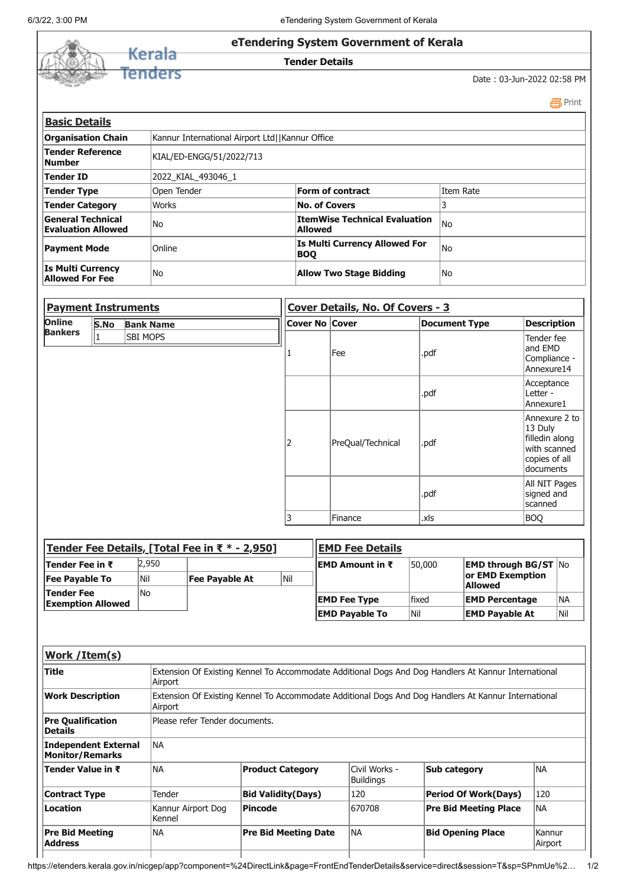# eTendering System Government of Kerala

**Kerala Tenders**

## Tender Details

Date : 03-Jun-2022 02:58 PM

Print

### Basic Details

| | | | |
|---|---|---|---|
| **Organisation Chain** | Kannur International Airport Ltd\|\|Kannur Office | | |
| **Tender Reference Number** | KIAL/ED-ENGG/51/2022/713 | | |
| **Tender ID** | 2022_KIAL_493046_1 | | |
| **Tender Type** | Open Tender | **Form of contract** | Item Rate |
| **Tender Category** | Works | **No. of Covers** | 3 |
| **General Technical Evaluation Allowed** | No | **ItemWise Technical Evaluation Allowed** | No |
| **Payment Mode** | Online | **Is Multi Currency Allowed For BOQ** | No |
| **Is Multi Currency Allowed For Fee** | No | **Allow Two Stage Bidding** | No |

### Payment Instruments

| Online Bankers | S.No | Bank Name |
|---|---|---|
| | 1 | SBI MOPS |

### Cover Details, No. Of Covers - 3

| Cover No | Cover | Document Type | Description |
|---|---|---|---|
| 1 | Fee | .pdf | Tender fee and EMD Compliance - Annexure14 |
| | | .pdf | Acceptance Letter - Annexure1 |
| 2 | PreQual/Technical | .pdf | Annexure 2 to 13 Duly filledin along with scanned copies of all documents |
| | | .pdf | All NIT Pages signed and scanned |
| 3 | Finance | .xls | BOQ |

### Tender Fee Details, [Total Fee in ₹ * - 2,950]

| | | | |
|---|---|---|---|
| **Tender Fee in ₹** | 2,950 | | |
| **Fee Payable To** | Nil | **Fee Payable At** | Nil |
| **Tender Fee Exemption Allowed** | No | | |

### EMD Fee Details

| | | | |
|---|---|---|---|
| **EMD Amount in ₹** | 50,000 | **EMD through BG/ST or EMD Exemption Allowed** | No |
| **EMD Fee Type** | fixed | **EMD Percentage** | NA |
| **EMD Payable To** | Nil | **EMD Payable At** | Nil |

### Work /Item(s)

| | | | | | |
|---|---|---|---|---|---|
| **Title** | Extension Of Existing Kennel To Accommodate Additional Dogs And Dog Handlers At Kannur International Airport | | | | |
| **Work Description** | Extension Of Existing Kennel To Accommodate Additional Dogs And Dog Handlers At Kannur International Airport | | | | |
| **Pre Qualification Details** | Please refer Tender documents. | | | | |
| **Independent External Monitor/Remarks** | NA | | | | |
| **Tender Value in ₹** | NA | **Product Category** | Civil Works - Buildings | **Sub category** | NA |
| **Contract Type** | Tender | **Bid Validity(Days)** | 120 | **Period Of Work(Days)** | 120 |
| **Location** | Kannur Airport Dog Kennel | **Pincode** | 670708 | **Pre Bid Meeting Place** | NA |
| **Pre Bid Meeting Address** | NA | **Pre Bid Meeting Date** | NA | **Bid Opening Place** | Kannur Airport |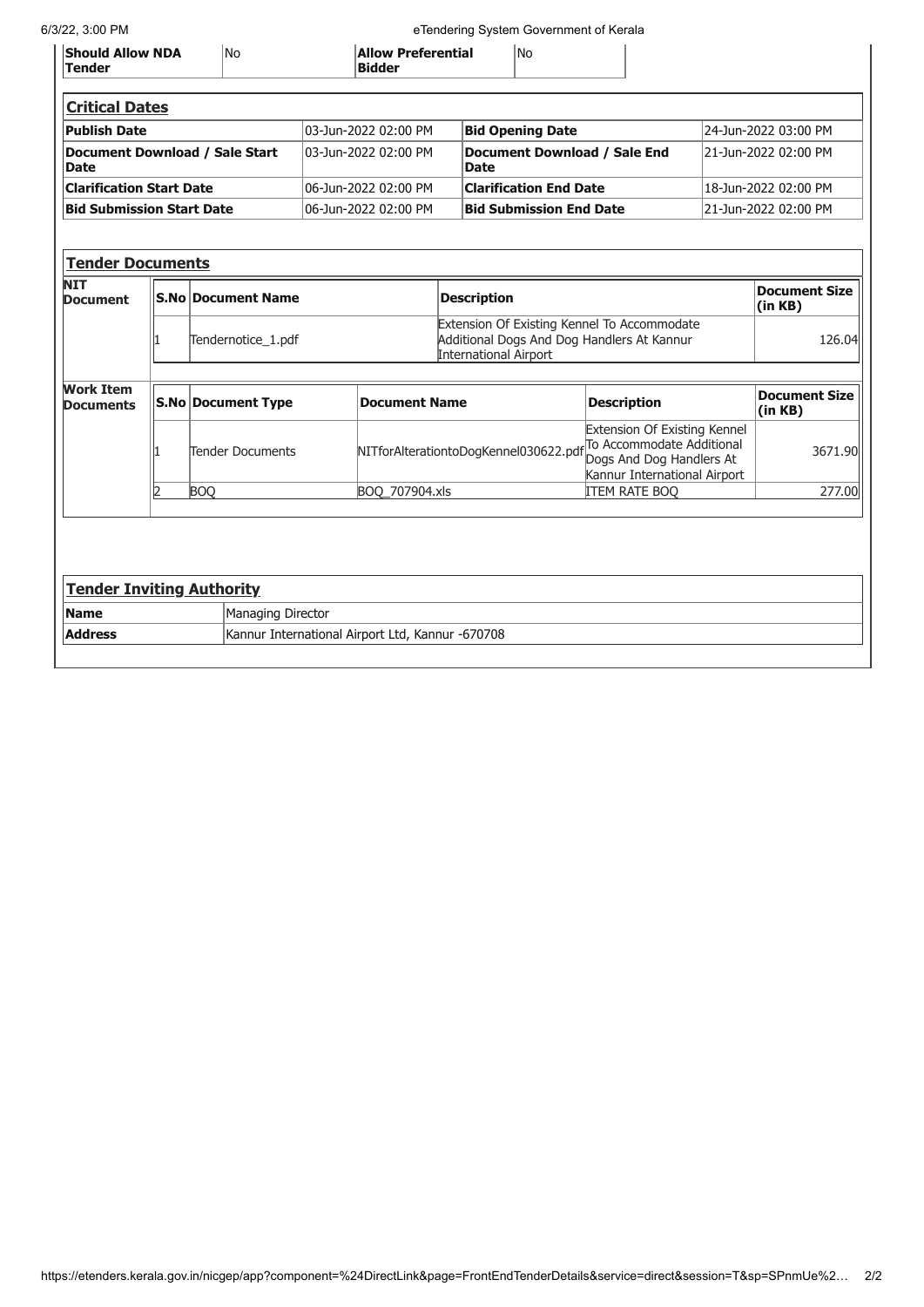| | | | |
|---|---|---|---|
| **Should Allow NDA Tender** | No | **Allow Preferential Bidder** | No |

## Critical Dates

| | | | |
|---|---|---|---|
| **Publish Date** | 03-Jun-2022 02:00 PM | **Bid Opening Date** | 24-Jun-2022 03:00 PM |
| **Document Download / Sale Start Date** | 03-Jun-2022 02:00 PM | **Document Download / Sale End Date** | 21-Jun-2022 02:00 PM |
| **Clarification Start Date** | 06-Jun-2022 02:00 PM | **Clarification End Date** | 18-Jun-2022 02:00 PM |
| **Bid Submission Start Date** | 06-Jun-2022 02:00 PM | **Bid Submission End Date** | 21-Jun-2022 02:00 PM |

## Tender Documents

**NIT Document**

| S.No | Document Name | Description | Document Size (in KB) |
|---|---|---|---|
| 1 | Tendernotice_1.pdf | Extension Of Existing Kennel To Accommodate Additional Dogs And Dog Handlers At Kannur International Airport | 126.04 |

**Work Item Documents**

| S.No | Document Type | Document Name | Description | Document Size (in KB) |
|---|---|---|---|---|
| 1 | Tender Documents | NITforAlterationtoDogKennel030622.pdf | Extension Of Existing Kennel To Accommodate Additional Dogs And Dog Handlers At Kannur International Airport | 3671.90 |
| 2 | BOQ | BOQ_707904.xls | ITEM RATE BOQ | 277.00 |

## Tender Inviting Authority

| | |
|---|---|
| **Name** | Managing Director |
| **Address** | Kannur International Airport Ltd, Kannur -670708 |